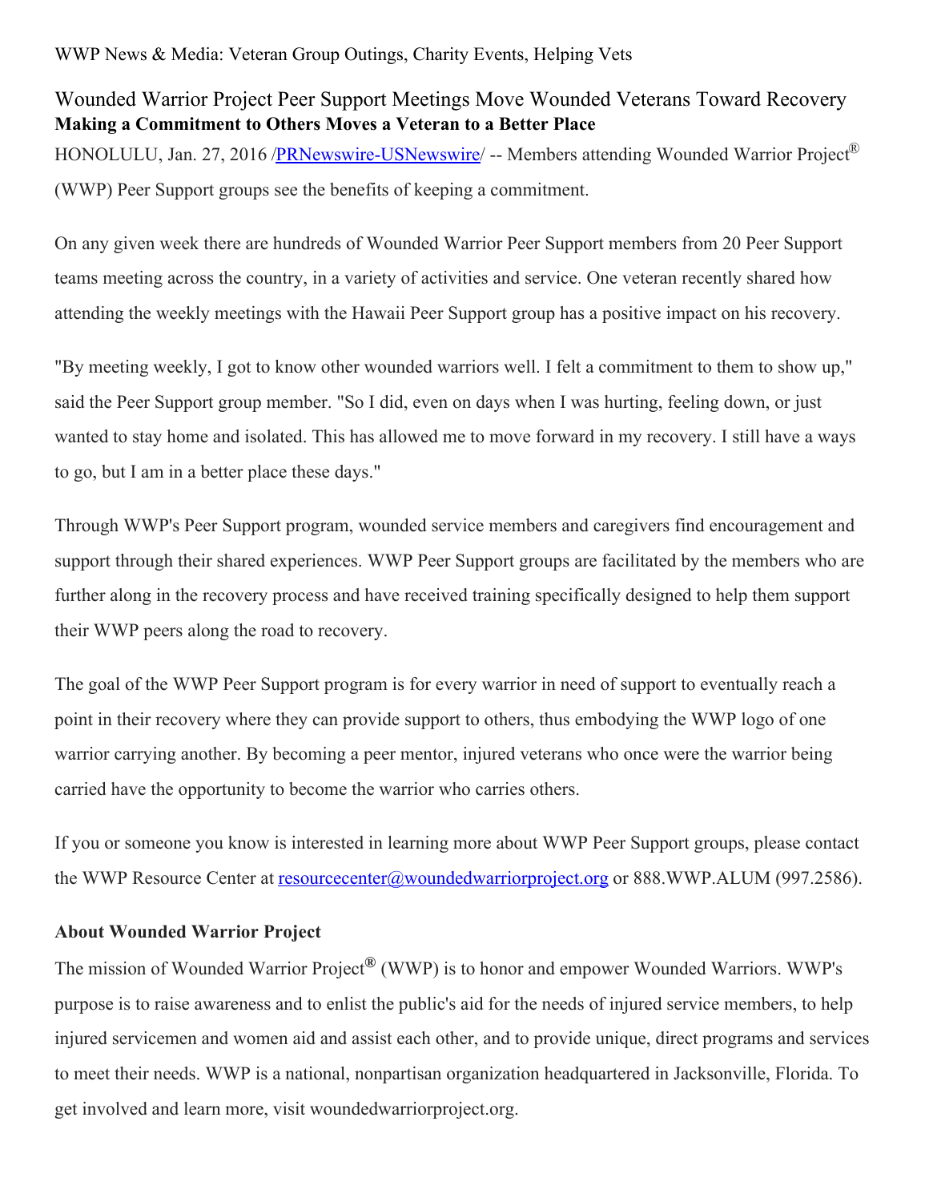WWP News & Media: Veteran Group Outings, Charity Events, Helping Vets

# Wounded Warrior Project Peer Support Meetings Move Wounded Veterans Toward Recovery

**Making a Commitment to Others Moves a Veteran to a Better Place**

HONOLULU, Jan. 27, 2016 /PRNewswire-USNewswire/ -- Members attending Wounded Warrior Project® (WWP) Peer Support groups see the benefits of keeping a commitment.

On any given week there are hundreds of Wounded Warrior Peer Support members from 20 Peer Support teams meeting across the country, in a variety of activities and service. One veteran recently shared how attending the weekly meetings with the Hawaii Peer Support group has a positive impact on his recovery.

"By meeting weekly, I got to know other wounded warriors well. I felt a commitment to them to show up," said the Peer Support group member. "So I did, even on days when I was hurting, feeling down, or just wanted to stay home and isolated. This has allowed me to move forward in my recovery. I still have a ways to go, but I am in a better place these days."

Through WWP's Peer Support program, wounded service members and caregivers find encouragement and support through their shared experiences. WWP Peer Support groups are facilitated by the members who are further along in the recovery process and have received training specifically designed to help them support their WWP peers along the road to recovery.

The goal of the WWP Peer Support program is for every warrior in need of support to eventually reach a point in their recovery where they can provide support to others, thus embodying the WWP logo of one warrior carrying another. By becoming a peer mentor, injured veterans who once were the warrior being carried have the opportunity to become the warrior who carries others.

If you or someone you know is interested in learning more about WWP Peer Support groups, please contact the WWP Resource Center at resourcecenter@woundedwarriorproject.org or 888.WWP.ALUM (997.2586).

**About Wounded Warrior Project**

The mission of Wounded Warrior Project® (WWP) is to honor and empower Wounded Warriors. WWP's purpose is to raise awareness and to enlist the public's aid for the needs of injured service members, to help injured servicemen and women aid and assist each other, and to provide unique, direct programs and services to meet their needs. WWP is a national, nonpartisan organization headquartered in Jacksonville, Florida. To get involved and learn more, visit woundedwarriorproject.org.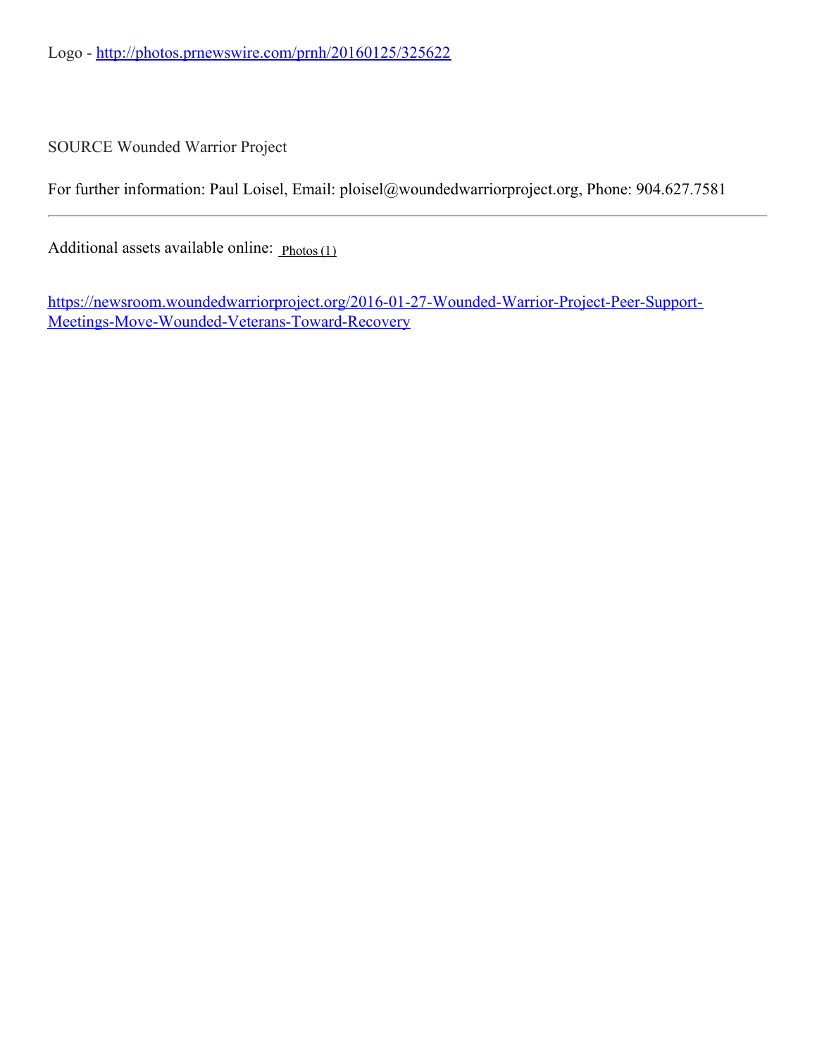Logo - [http://photos.prnewswire.com/prnh/20160125/325622](http://photos.prnewswire.com/prnh/20160125/325622)

SOURCE Wounded Warrior Project

For further information: Paul Loisel, Email: ploisel@woundedwarriorproject.org, Phone: 904.627.7581

---

Additional assets available online: Photos (1)

[https://newsroom.woundedwarriorproject.org/2016-01-27-Wounded-Warrior-Project-Peer-Support-Meetings-Move-Wounded-Veterans-Toward-Recovery](https://newsroom.woundedwarriorproject.org/2016-01-27-Wounded-Warrior-Project-Peer-Support-Meetings-Move-Wounded-Veterans-Toward-Recovery)